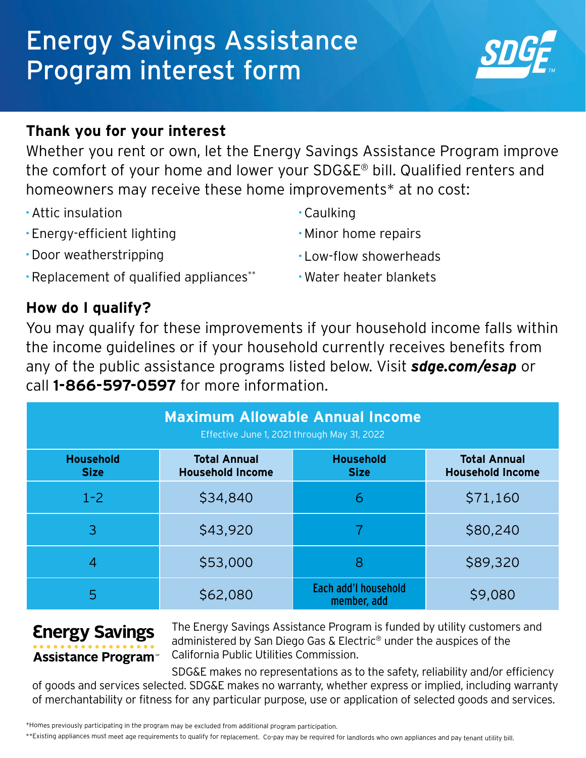# Energy Savings Assistance Program interest form

SDGE

## Thank you for your interest

Whether you rent or own, let the Energy Savings Assistance Program improve the comfort of your home and lower your SDG&E® bill. Qualified renters and homeowners may receive these home improvements* at no cost:

- Attic insulation
- Energy-efficient lighting
- Door weatherstripping
- Replacement of qualified appliances**
- Caulking
- Minor home repairs
- Low-flow showerheads
- Water heater blankets

## How do I qualify?

You may qualify for these improvements if your household income falls within the income guidelines or if your household currently receives benefits from any of the public assistance programs listed below. Visit ***sdge.com/esap*** or call **1-866-597-0597** for more information.

**Maximum Allowable Annual Income**

Effective June 1, 2021 through May 31, 2022

| Household Size | Total Annual Household Income | Household Size | Total Annual Household Income |
|---|---|---|---|
| 1-2 | $34,840 | 6 | $71,160 |
| 3 | $43,920 | 7 | $80,240 |
| 4 | $53,000 | 8 | $89,320 |
| 5 | $62,080 | Each add'l household member, add | $9,080 |

**Energy Savings Assistance Program**℠

The Energy Savings Assistance Program is funded by utility customers and administered by San Diego Gas & Electric® under the auspices of the California Public Utilities Commission.

SDG&E makes no representations as to the safety, reliability and/or efficiency of goods and services selected. SDG&E makes no warranty, whether express or implied, including warranty of merchantability or fitness for any particular purpose, use or application of selected goods and services.

*Homes previously participating in the program may be excluded from additional program participation.

**Existing appliances must meet age requirements to qualify for replacement. Co-pay may be required for landlords who own appliances and pay tenant utility bill.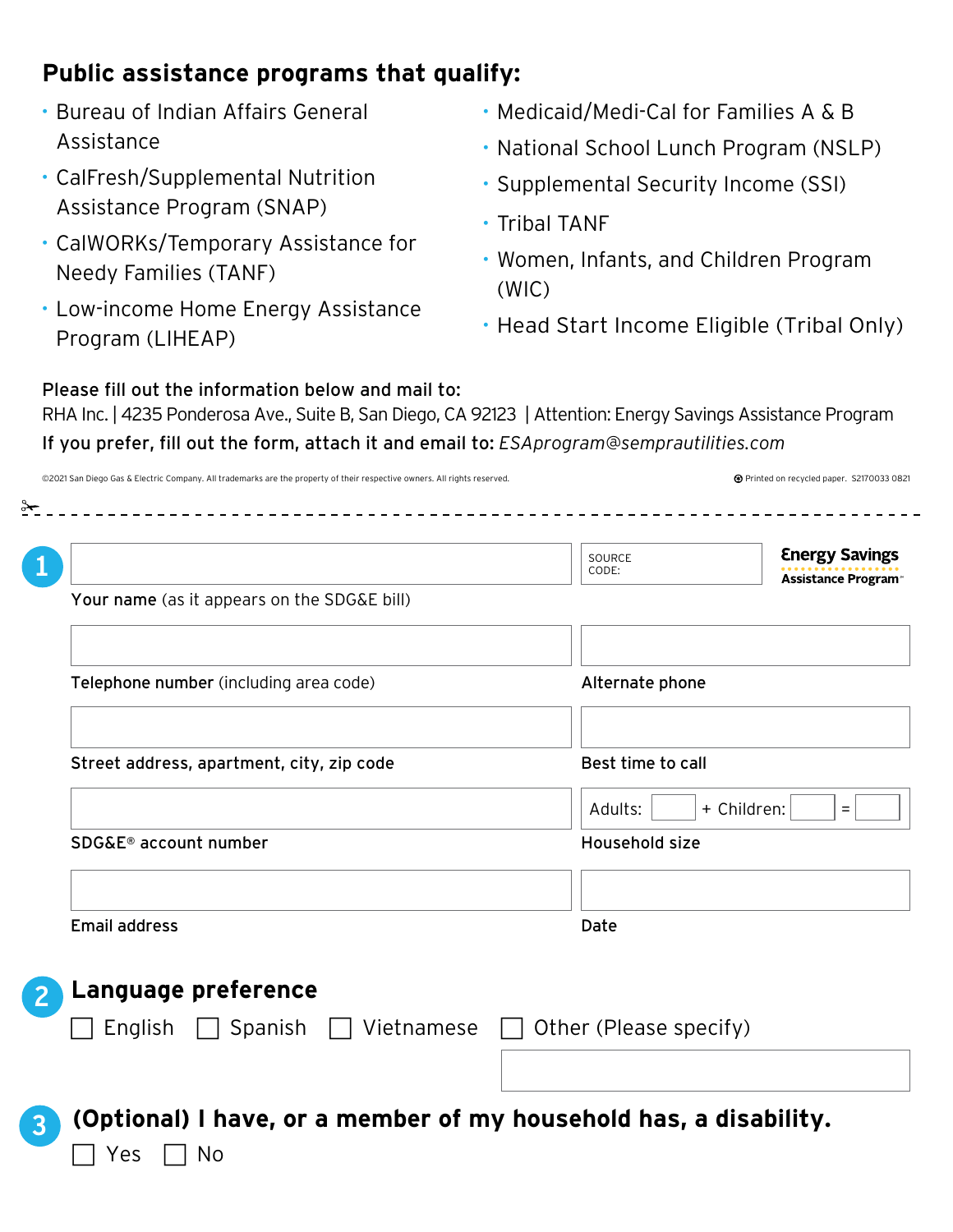## Public assistance programs that qualify:

- Bureau of Indian Affairs General Assistance
- CalFresh/Supplemental Nutrition Assistance Program (SNAP)
- CalWORKs/Temporary Assistance for Needy Families (TANF)
- Low-income Home Energy Assistance Program (LIHEAP)
- Medicaid/Medi-Cal for Families A & B
- National School Lunch Program (NSLP)
- Supplemental Security Income (SSI)
- Tribal TANF
- Women, Infants, and Children Program (WIC)
- Head Start Income Eligible (Tribal Only)

**Please fill out the information below and mail to:**
RHA Inc. | 4235 Ponderosa Ave., Suite B, San Diego, CA 92123 | Attention: Energy Savings Assistance Program
**If you prefer, fill out the form, attach it and email to:** *ESAprogram@semprautilities.com*

©2021 San Diego Gas & Electric Company. All trademarks are the property of their respective owners. All rights reserved.

Printed on recycled paper. S2170033 0821

---

**Energy Savings Assistance Program**

SOURCE CODE:

**1**

**Your name** (as it appears on the SDG&E bill)

**Telephone number** (including area code)

**Alternate phone**

**Street address, apartment, city, zip code**

**Best time to call**

**SDG&E® account number**

**Household size** — Adults: ____ + Children: ____ = ____

**Email address**

**Date**

## 2 Language preference

☐ English ☐ Spanish ☐ Vietnamese ☐ Other (Please specify)

## 3 (Optional) I have, or a member of my household has, a disability.

☐ Yes ☐ No